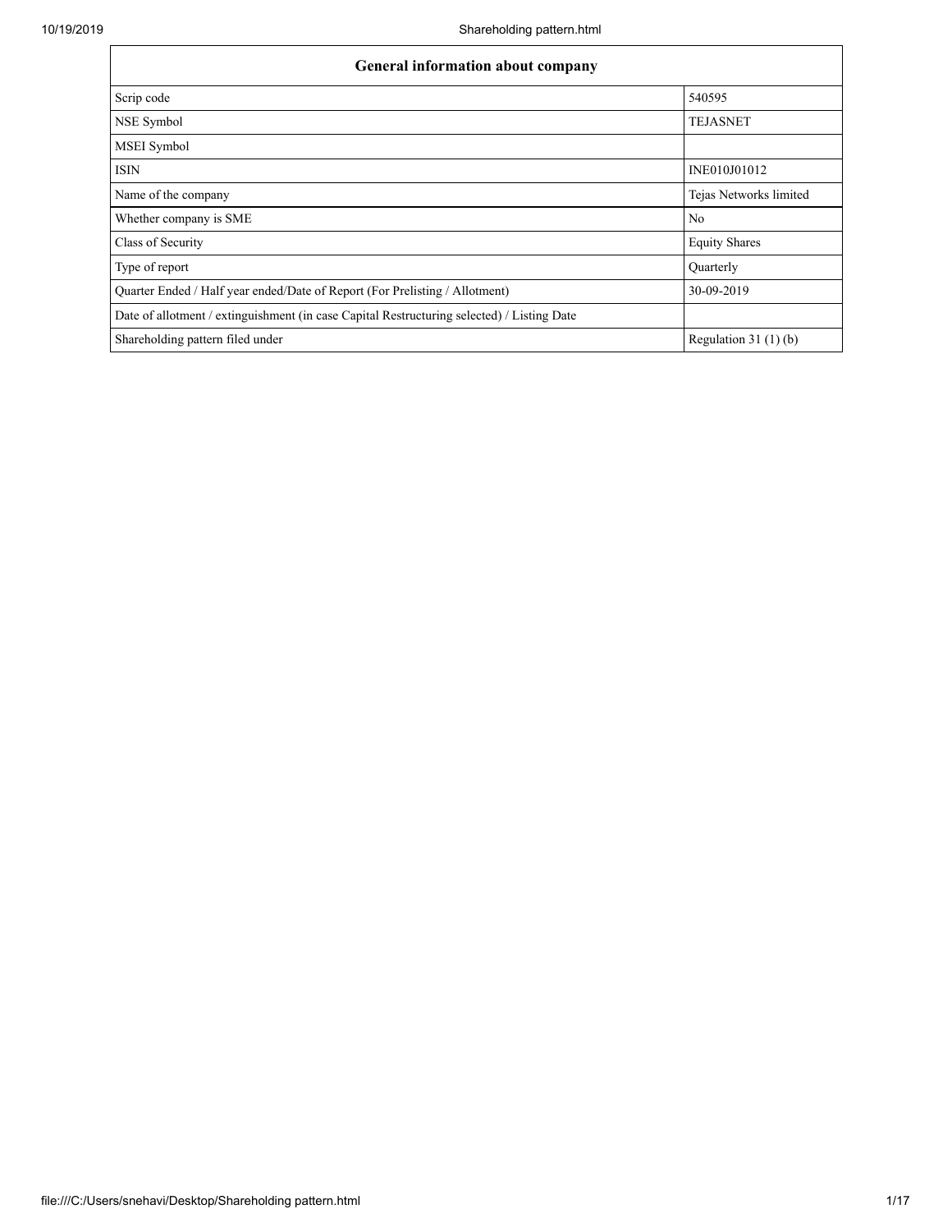| General information about company | |
|---|---|
| Scrip code | 540595 |
| NSE Symbol | TEJASNET |
| MSEI Symbol | |
| ISIN | INE010J01012 |
| Name of the company | Tejas Networks limited |
| Whether company is SME | No |
| Class of Security | Equity Shares |
| Type of report | Quarterly |
| Quarter Ended / Half year ended/Date of Report (For Prelisting / Allotment) | 30-09-2019 |
| Date of allotment / extinguishment (in case Capital Restructuring selected) / Listing Date | |
| Shareholding pattern filed under | Regulation 31 (1) (b) |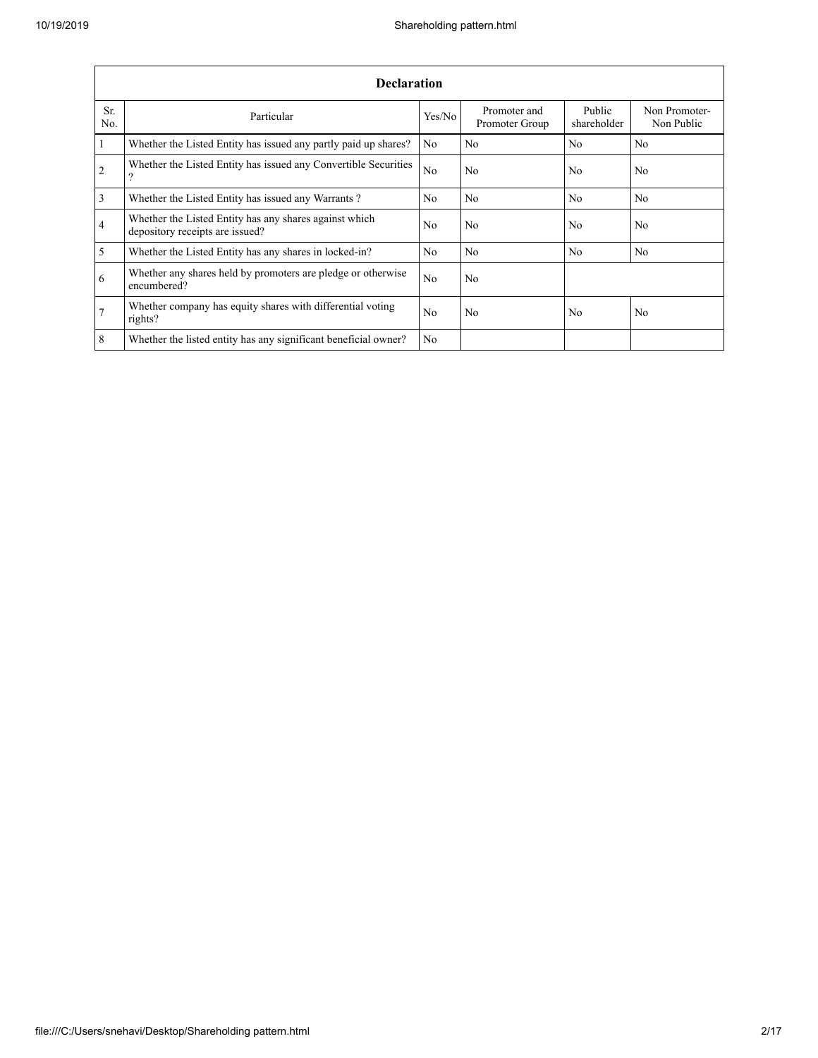| Declaration | | | | | |
|---|---|---|---|---|---|
| Sr. No. | Particular | Yes/No | Promoter and Promoter Group | Public shareholder | Non Promoter- Non Public |
| 1 | Whether the Listed Entity has issued any partly paid up shares? | No | No | No | No |
| 2 | Whether the Listed Entity has issued any Convertible Securities ? | No | No | No | No |
| 3 | Whether the Listed Entity has issued any Warrants ? | No | No | No | No |
| 4 | Whether the Listed Entity has any shares against which depository receipts are issued? | No | No | No | No |
| 5 | Whether the Listed Entity has any shares in locked-in? | No | No | No | No |
| 6 | Whether any shares held by promoters are pledge or otherwise encumbered? | No | No | | |
| 7 | Whether company has equity shares with differential voting rights? | No | No | No | No |
| 8 | Whether the listed entity has any significant beneficial owner? | No | | | |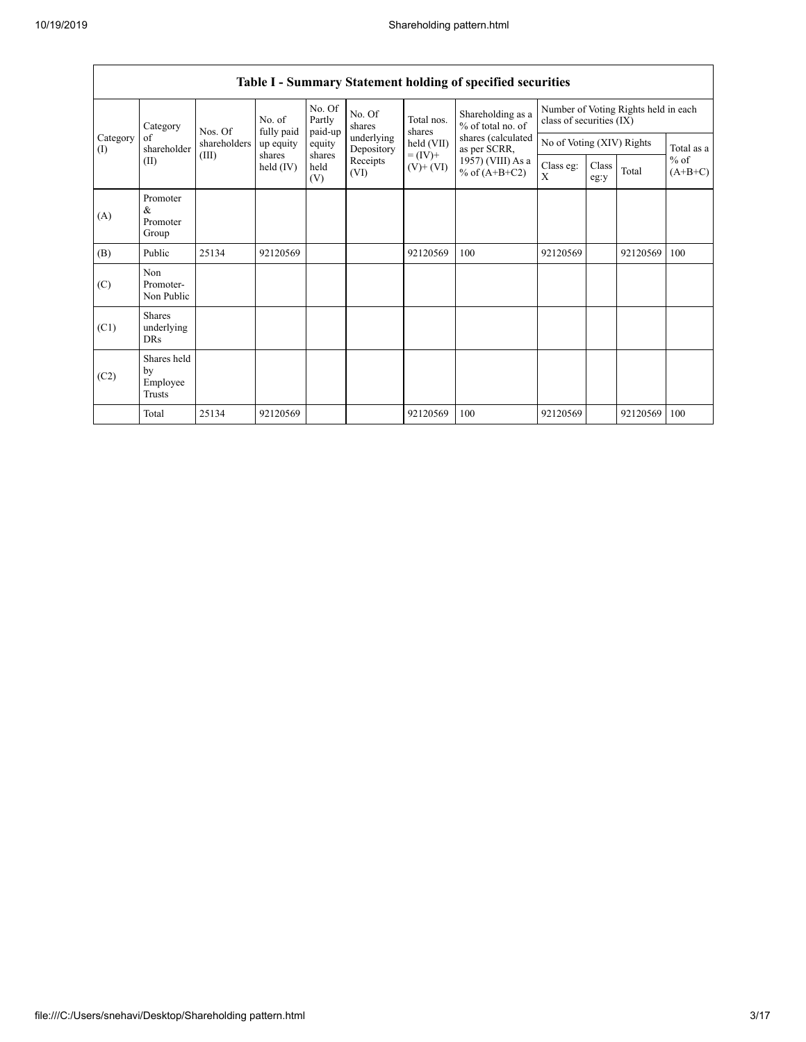| Table I - Summary Statement holding of specified securities | | | | | | | | | | | | |
|---|---|---|---|---|---|---|---|---|---|---|---|---|
| Category (I) | Category of shareholder (II) | Nos. Of shareholders (III) | No. of fully paid up equity shares held (IV) | No. Of Partly paid-up equity shares held (V) | No. Of shares underlying Depository Receipts (VI) | Total nos. shares held (VII) = (IV)+ (V)+ (VI) | Shareholding as a % of total no. of shares (calculated as per SCRR, 1957) (VIII) As a % of (A+B+C2) | Number of Voting Rights held in each class of securities (IX) | | | |
| | | | | | | | | No of Voting (XIV) Rights | | | Total as a % of (A+B+C) |
| | | | | | | | | Class eg: X | Class eg:y | Total | |
| (A) | Promoter & Promoter Group | | | | | | | | | | |
| (B) | Public | 25134 | 92120569 | | | 92120569 | 100 | 92120569 | | 92120569 | 100 |
| (C) | Non Promoter- Non Public | | | | | | | | | | |
| (C1) | Shares underlying DRs | | | | | | | | | | |
| (C2) | Shares held by Employee Trusts | | | | | | | | | | |
| | Total | 25134 | 92120569 | | | 92120569 | 100 | 92120569 | | 92120569 | 100 |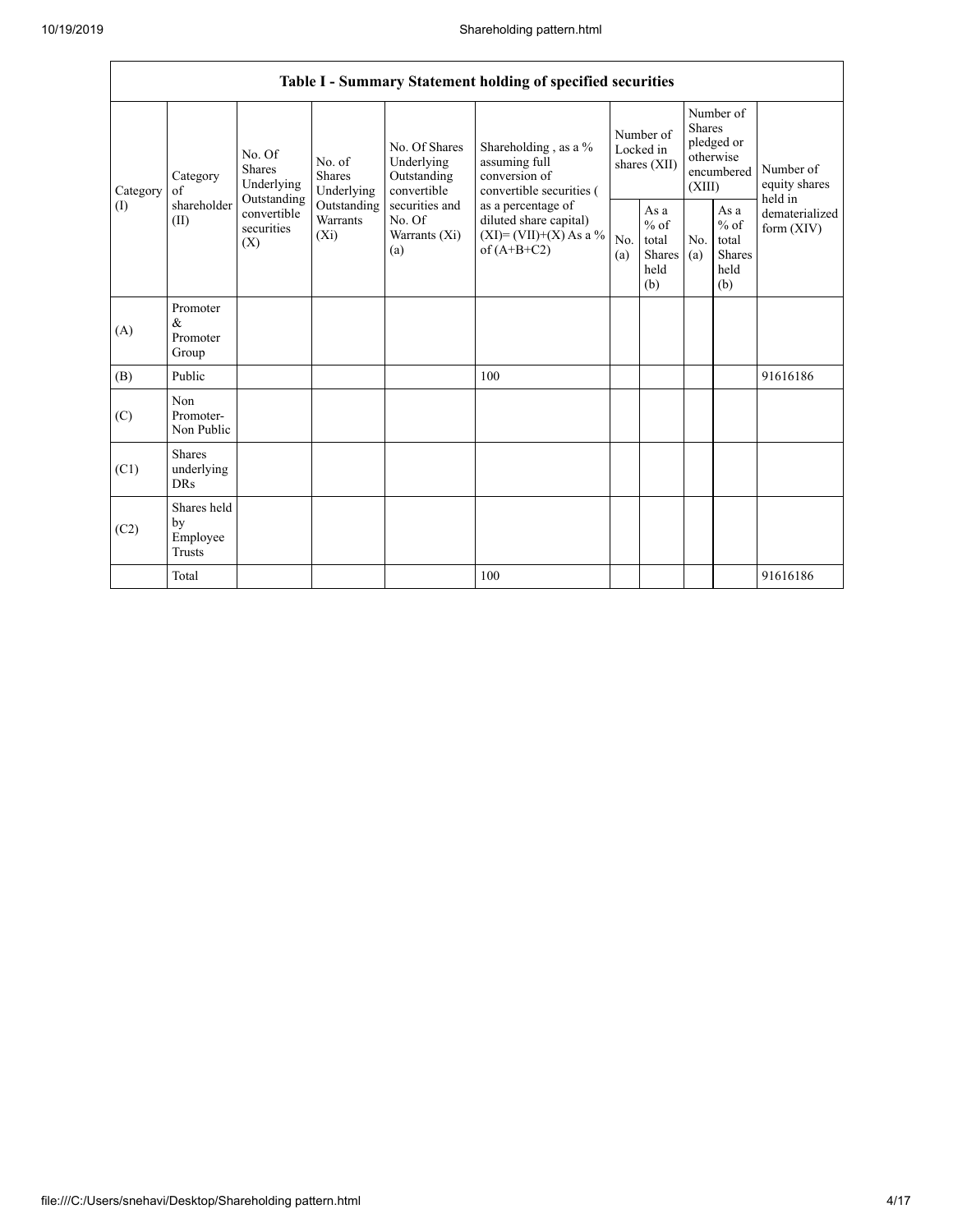| Table I - Summary Statement holding of specified securities | | | | | | | | | | |
|---|---|---|---|---|---|---|---|---|---|---|
| Category (I) | Category of shareholder (II) | No. Of Shares Underlying Outstanding convertible securities (X) | No. of Shares Underlying Outstanding Warrants (Xi) | No. Of Shares Underlying Outstanding convertible securities and No. Of Warrants (Xi) (a) | Shareholding , as a % assuming full conversion of convertible securities ( as a percentage of diluted share capital) (XI)= (VII)+(X) As a % of (A+B+C2) | Number of Locked in shares (XII) | | Number of Shares pledged or otherwise encumbered (XIII) | | Number of equity shares held in dematerialized form (XIV) |
| | | | | | | No. (a) | As a % of total Shares held (b) | No. (a) | As a % of total Shares held (b) | |
| (A) | Promoter & Promoter Group | | | | | | | | | |
| (B) | Public | | | | 100 | | | | | 91616186 |
| (C) | Non Promoter- Non Public | | | | | | | | | |
| (C1) | Shares underlying DRs | | | | | | | | | |
| (C2) | Shares held by Employee Trusts | | | | | | | | | |
| | Total | | | | 100 | | | | | 91616186 |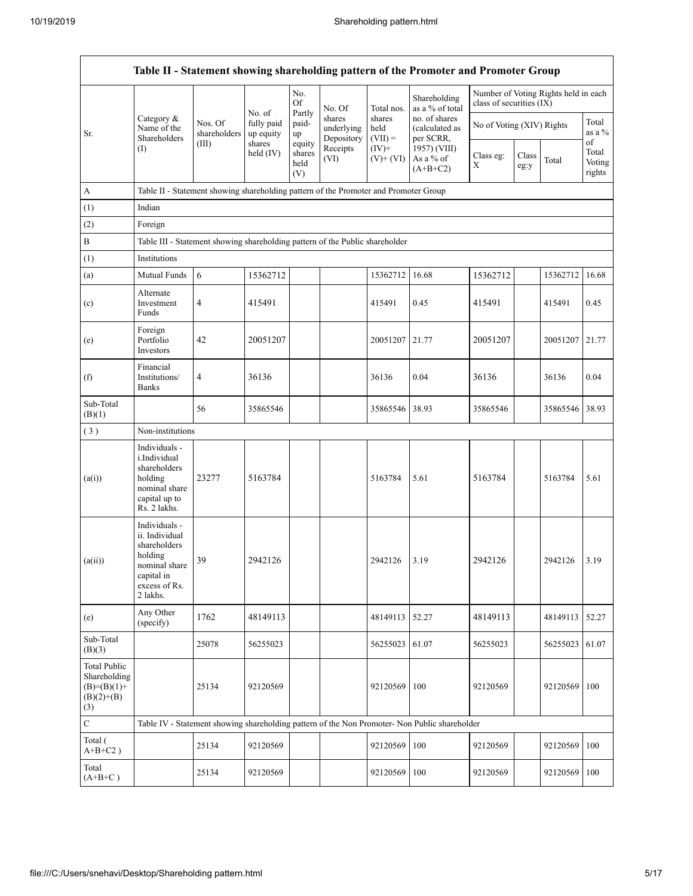| Table II - Statement showing shareholding pattern of the Promoter and Promoter Group | | | | | | | | | | | | |
|---|---|---|---|---|---|---|---|---|---|---|---|---|
| Sr. | Category & Name of the Shareholders (I) | Nos. Of shareholders (III) | No. of fully paid up equity shares held (IV) | No. Of Partly paid-up equity shares held (V) | No. Of shares underlying Depository Receipts (VI) | Total nos. shares held (VII) = (IV)+ (V)+ (VI) | Shareholding as a % of total no. of shares (calculated as per SCRR, 1957) (VIII) As a % of (A+B+C2) | Number of Voting Rights held in each class of securities (IX) | | | | |
| | | | | | | | | No of Voting (XIV) Rights | | | Total as a % of Total Voting rights |
| | | | | | | | | Class eg: X | Class eg:y | Total | |
| A | Table II - Statement showing shareholding pattern of the Promoter and Promoter Group | | | | | | | | | | |
| (1) | Indian | | | | | | | | | | |
| (2) | Foreign | | | | | | | | | | |
| B | Table III - Statement showing shareholding pattern of the Public shareholder | | | | | | | | | | |
| (1) | Institutions | | | | | | | | | | |
| (a) | Mutual Funds | 6 | 15362712 | | | 15362712 | 16.68 | 15362712 | | 15362712 | 16.68 |
| (c) | Alternate Investment Funds | 4 | 415491 | | | 415491 | 0.45 | 415491 | | 415491 | 0.45 |
| (e) | Foreign Portfolio Investors | 42 | 20051207 | | | 20051207 | 21.77 | 20051207 | | 20051207 | 21.77 |
| (f) | Financial Institutions/ Banks | 4 | 36136 | | | 36136 | 0.04 | 36136 | | 36136 | 0.04 |
| Sub-Total (B)(1) | | 56 | 35865546 | | | 35865546 | 38.93 | 35865546 | | 35865546 | 38.93 |
| ( 3 ) | Non-institutions | | | | | | | | | | |
| (a(i)) | Individuals - i.Individual shareholders holding nominal share capital up to Rs. 2 lakhs. | 23277 | 5163784 | | | 5163784 | 5.61 | 5163784 | | 5163784 | 5.61 |
| (a(ii)) | Individuals - ii. Individual shareholders holding nominal share capital in excess of Rs. 2 lakhs. | 39 | 2942126 | | | 2942126 | 3.19 | 2942126 | | 2942126 | 3.19 |
| (e) | Any Other (specify) | 1762 | 48149113 | | | 48149113 | 52.27 | 48149113 | | 48149113 | 52.27 |
| Sub-Total (B)(3) | | 25078 | 56255023 | | | 56255023 | 61.07 | 56255023 | | 56255023 | 61.07 |
| Total Public Shareholding (B)=(B)(1)+(B)(2)+(B)(3) | | 25134 | 92120569 | | | 92120569 | 100 | 92120569 | | 92120569 | 100 |
| C | Table IV - Statement showing shareholding pattern of the Non Promoter- Non Public shareholder | | | | | | | | | | |
| Total ( A+B+C2 ) | | 25134 | 92120569 | | | 92120569 | 100 | 92120569 | | 92120569 | 100 |
| Total (A+B+C ) | | 25134 | 92120569 | | | 92120569 | 100 | 92120569 | | 92120569 | 100 |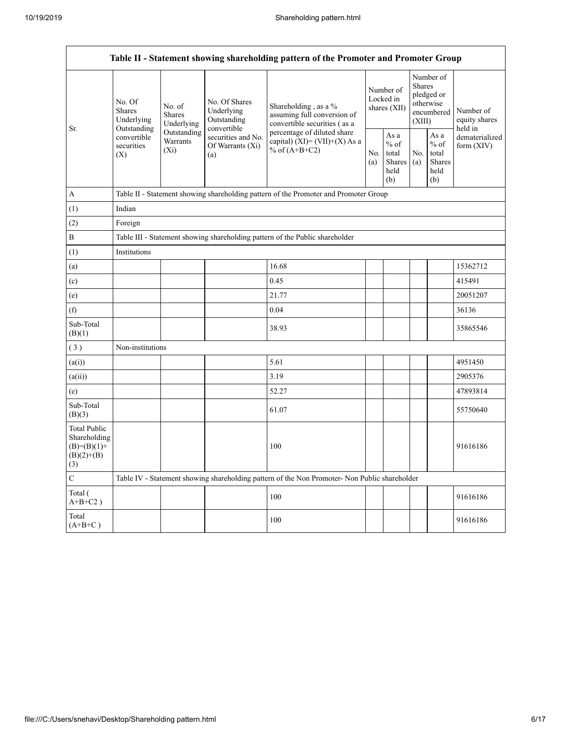| Table II - Statement showing shareholding pattern of the Promoter and Promoter Group | | | | | | | | | |
|---|---|---|---|---|---|---|---|---|---|
| Sr. | No. Of Shares Underlying Outstanding convertible securities (X) | No. of Shares Underlying Outstanding Warrants (Xi) | No. Of Shares Underlying Outstanding convertible securities and No. Of Warrants (Xi) (a) | Shareholding , as a % assuming full conversion of convertible securities ( as a percentage of diluted share capital) (XI)= (VII)+(X) As a % of (A+B+C2) | Number of Locked in shares (XII) | | Number of Shares pledged or otherwise encumbered (XIII) | | Number of equity shares held in dematerialized form (XIV) |
| | | | | | No. (a) | As a % of total Shares held (b) | No. (a) | As a % of total Shares held (b) | |
| A | Table II - Statement showing shareholding pattern of the Promoter and Promoter Group | | | | | | | | |
| (1) | Indian | | | | | | | | |
| (2) | Foreign | | | | | | | | |
| B | Table III - Statement showing shareholding pattern of the Public shareholder | | | | | | | | |
| (1) | Institutions | | | | | | | | |
| (a) | | | | 16.68 | | | | | 15362712 |
| (c) | | | | 0.45 | | | | | 415491 |
| (e) | | | | 21.77 | | | | | 20051207 |
| (f) | | | | 0.04 | | | | | 36136 |
| Sub-Total (B)(1) | | | | 38.93 | | | | | 35865546 |
| ( 3 ) | Non-institutions | | | | | | | | |
| (a(i)) | | | | 5.61 | | | | | 4951450 |
| (a(ii)) | | | | 3.19 | | | | | 2905376 |
| (e) | | | | 52.27 | | | | | 47893814 |
| Sub-Total (B)(3) | | | | 61.07 | | | | | 55750640 |
| Total Public Shareholding (B)=(B)(1)+(B)(2)+(B)(3) | | | | 100 | | | | | 91616186 |
| C | Table IV - Statement showing shareholding pattern of the Non Promoter- Non Public shareholder | | | | | | | | |
| Total ( A+B+C2 ) | | | | 100 | | | | | 91616186 |
| Total (A+B+C ) | | | | 100 | | | | | 91616186 |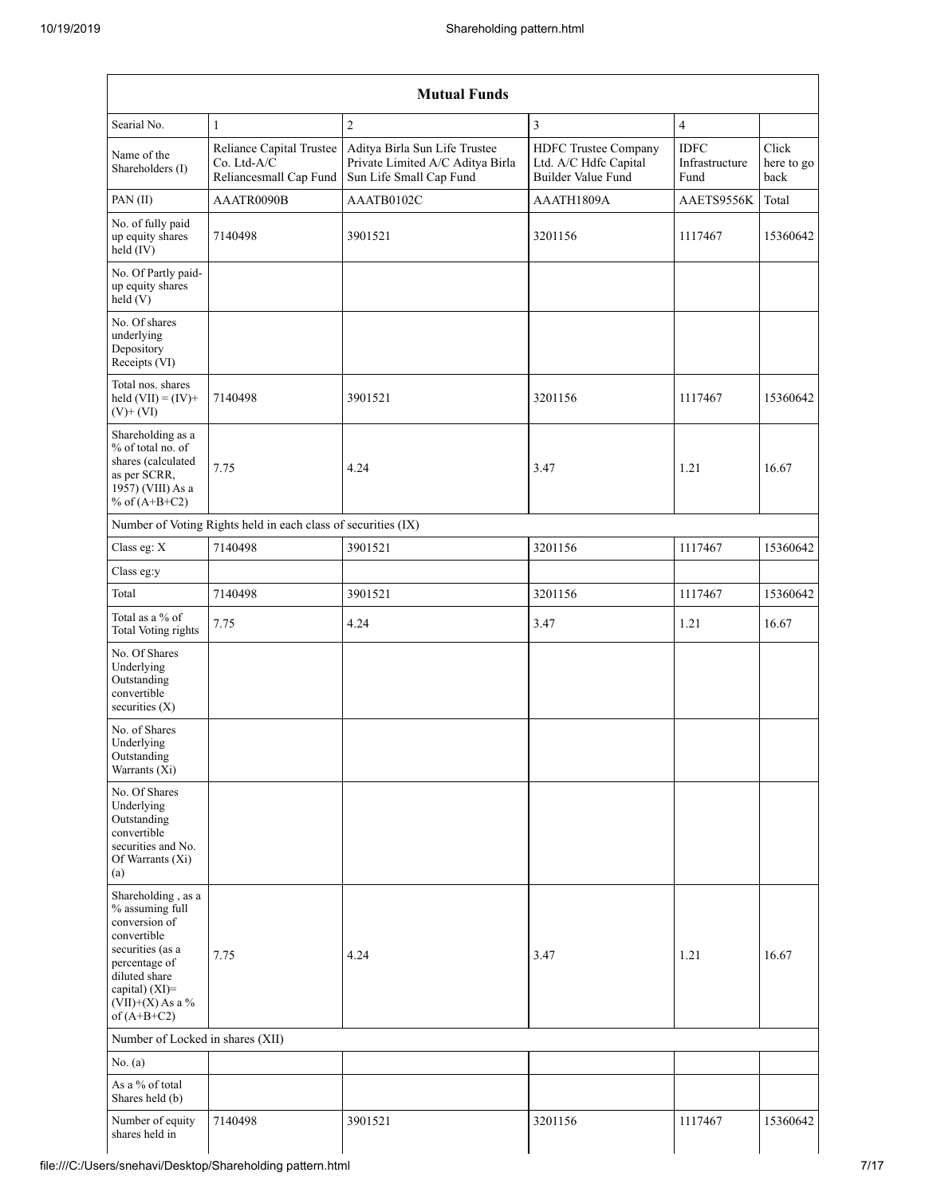| Mutual Funds | | | | | |
|---|---|---|---|---|---|
| Searial No. | 1 | 2 | 3 | 4 | |
| Name of the Shareholders (I) | Reliance Capital Trustee Co. Ltd-A/C Reliancesmall Cap Fund | Aditya Birla Sun Life Trustee Private Limited A/C Aditya Birla Sun Life Small Cap Fund | HDFC Trustee Company Ltd. A/C Hdfc Capital Builder Value Fund | IDFC Infrastructure Fund | Click here to go back |
| PAN (II) | AAATR0090B | AAATB0102C | AAATH1809A | AAETS9556K | Total |
| No. of fully paid up equity shares held (IV) | 7140498 | 3901521 | 3201156 | 1117467 | 15360642 |
| No. Of Partly paid-up equity shares held (V) | | | | | |
| No. Of shares underlying Depository Receipts (VI) | | | | | |
| Total nos. shares held (VII) = (IV)+ (V)+ (VI) | 7140498 | 3901521 | 3201156 | 1117467 | 15360642 |
| Shareholding as a % of total no. of shares (calculated as per SCRR, 1957) (VIII) As a % of (A+B+C2) | 7.75 | 4.24 | 3.47 | 1.21 | 16.67 |
| Number of Voting Rights held in each class of securities (IX) | | | | | |
| Class eg: X | 7140498 | 3901521 | 3201156 | 1117467 | 15360642 |
| Class eg:y | | | | | |
| Total | 7140498 | 3901521 | 3201156 | 1117467 | 15360642 |
| Total as a % of Total Voting rights | 7.75 | 4.24 | 3.47 | 1.21 | 16.67 |
| No. Of Shares Underlying Outstanding convertible securities (X) | | | | | |
| No. of Shares Underlying Outstanding Warrants (Xi) | | | | | |
| No. Of Shares Underlying Outstanding convertible securities and No. Of Warrants (Xi) (a) | | | | | |
| Shareholding , as a % assuming full conversion of convertible securities (as a percentage of diluted share capital) (XI)= (VII)+(X) As a % of (A+B+C2) | 7.75 | 4.24 | 3.47 | 1.21 | 16.67 |
| Number of Locked in shares (XII) | | | | | |
| No. (a) | | | | | |
| As a % of total Shares held (b) | | | | | |
| Number of equity shares held in | 7140498 | 3901521 | 3201156 | 1117467 | 15360642 |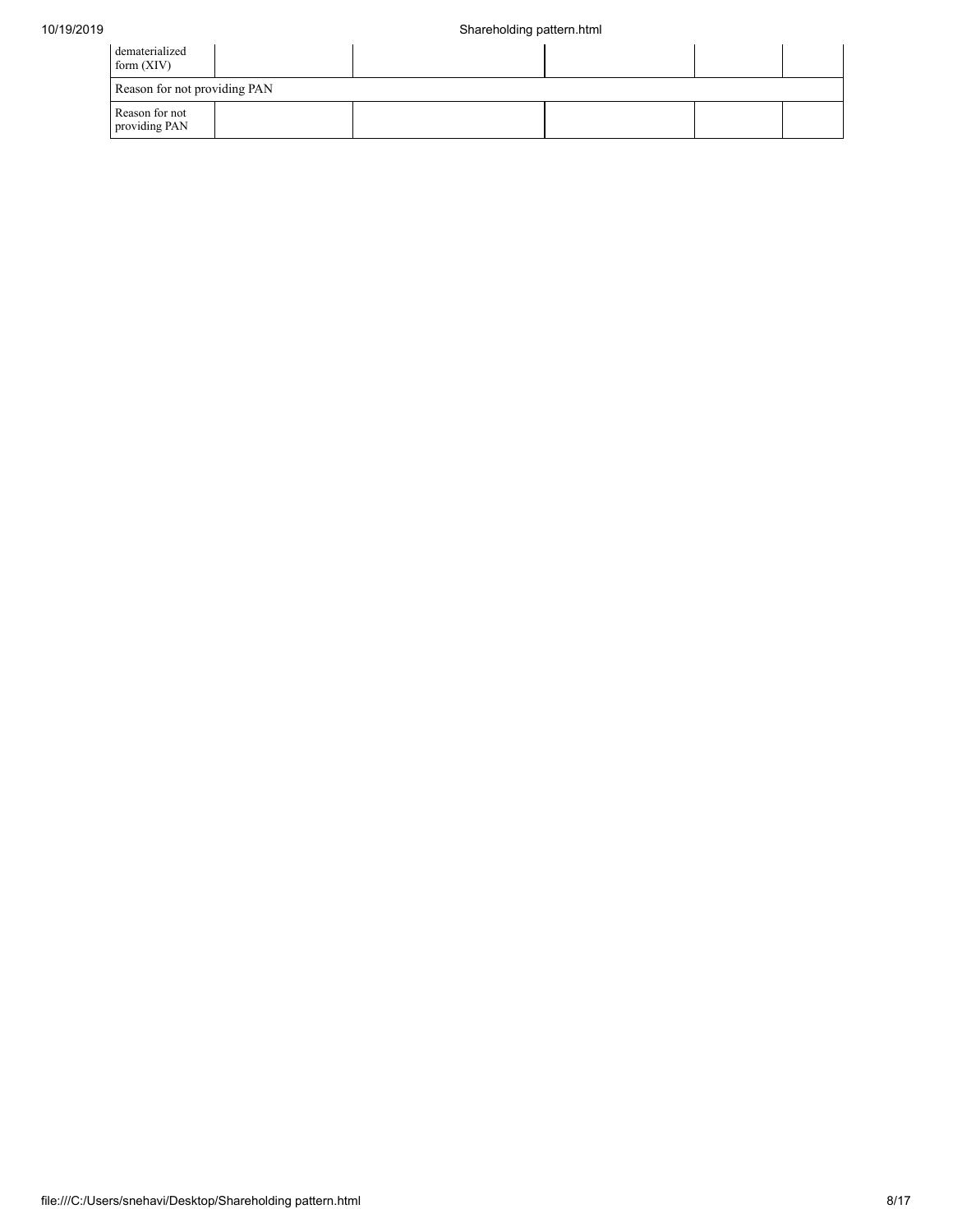| | | | | | |
|---|---|---|---|---|---|
| dematerialized form (XIV) | | | | | |
| Reason for not providing PAN | | | | | |
| Reason for not providing PAN | | | | | |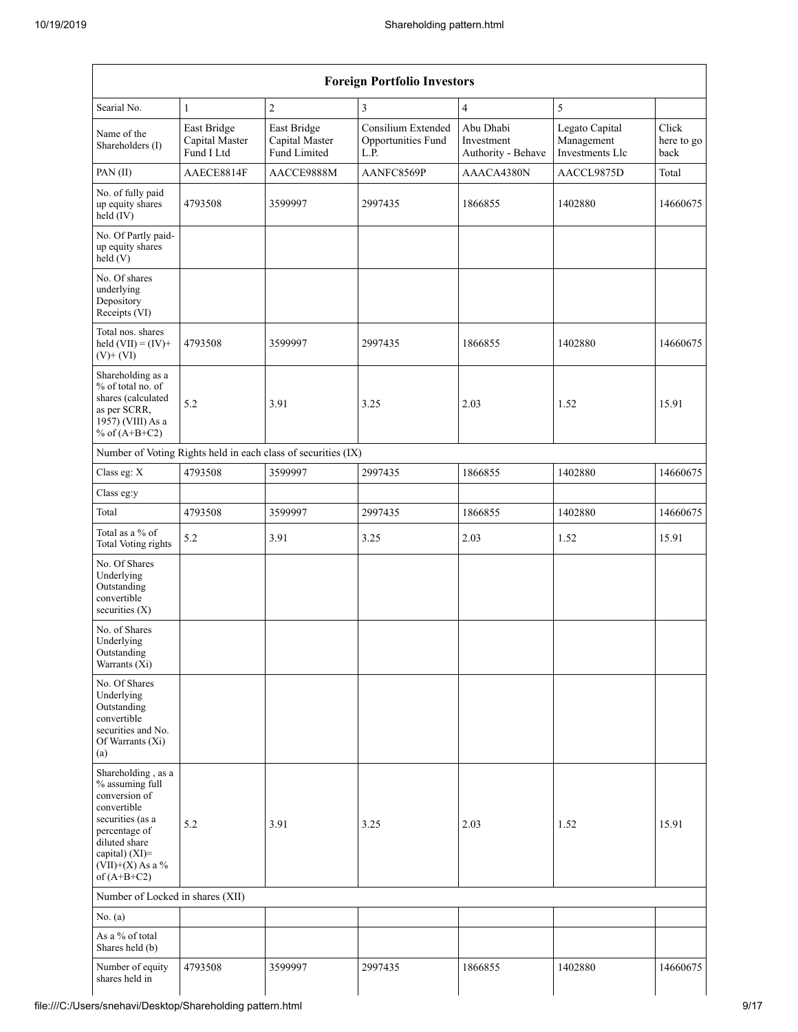| Foreign Portfolio Investors | | | | | | |
|---|---|---|---|---|---|---|
| Searial No. | 1 | 2 | 3 | 4 | 5 | |
| Name of the Shareholders (I) | East Bridge Capital Master Fund I Ltd | East Bridge Capital Master Fund Limited | Consilium Extended Opportunities Fund L.P. | Abu Dhabi Investment Authority - Behave | Legato Capital Management Investments Llc | Click here to go back |
| PAN (II) | AAECE8814F | AACCE9888M | AANFC8569P | AAACA4380N | AACCL9875D | Total |
| No. of fully paid up equity shares held (IV) | 4793508 | 3599997 | 2997435 | 1866855 | 1402880 | 14660675 |
| No. Of Partly paid-up equity shares held (V) | | | | | | |
| No. Of shares underlying Depository Receipts (VI) | | | | | | |
| Total nos. shares held (VII) = (IV)+ (V)+ (VI) | 4793508 | 3599997 | 2997435 | 1866855 | 1402880 | 14660675 |
| Shareholding as a % of total no. of shares (calculated as per SCRR, 1957) (VIII) As a % of (A+B+C2) | 5.2 | 3.91 | 3.25 | 2.03 | 1.52 | 15.91 |
| Number of Voting Rights held in each class of securities (IX) | | | | | | |
| Class eg: X | 4793508 | 3599997 | 2997435 | 1866855 | 1402880 | 14660675 |
| Class eg:y | | | | | | |
| Total | 4793508 | 3599997 | 2997435 | 1866855 | 1402880 | 14660675 |
| Total as a % of Total Voting rights | 5.2 | 3.91 | 3.25 | 2.03 | 1.52 | 15.91 |
| No. Of Shares Underlying Outstanding convertible securities (X) | | | | | | |
| No. of Shares Underlying Outstanding Warrants (Xi) | | | | | | |
| No. Of Shares Underlying Outstanding convertible securities and No. Of Warrants (Xi) (a) | | | | | | |
| Shareholding , as a % assuming full conversion of convertible securities (as a percentage of diluted share capital) (XI)= (VII)+(X) As a % of (A+B+C2) | 5.2 | 3.91 | 3.25 | 2.03 | 1.52 | 15.91 |
| Number of Locked in shares (XII) | | | | | | |
| No. (a) | | | | | | |
| As a % of total Shares held (b) | | | | | | |
| Number of equity shares held in | 4793508 | 3599997 | 2997435 | 1866855 | 1402880 | 14660675 |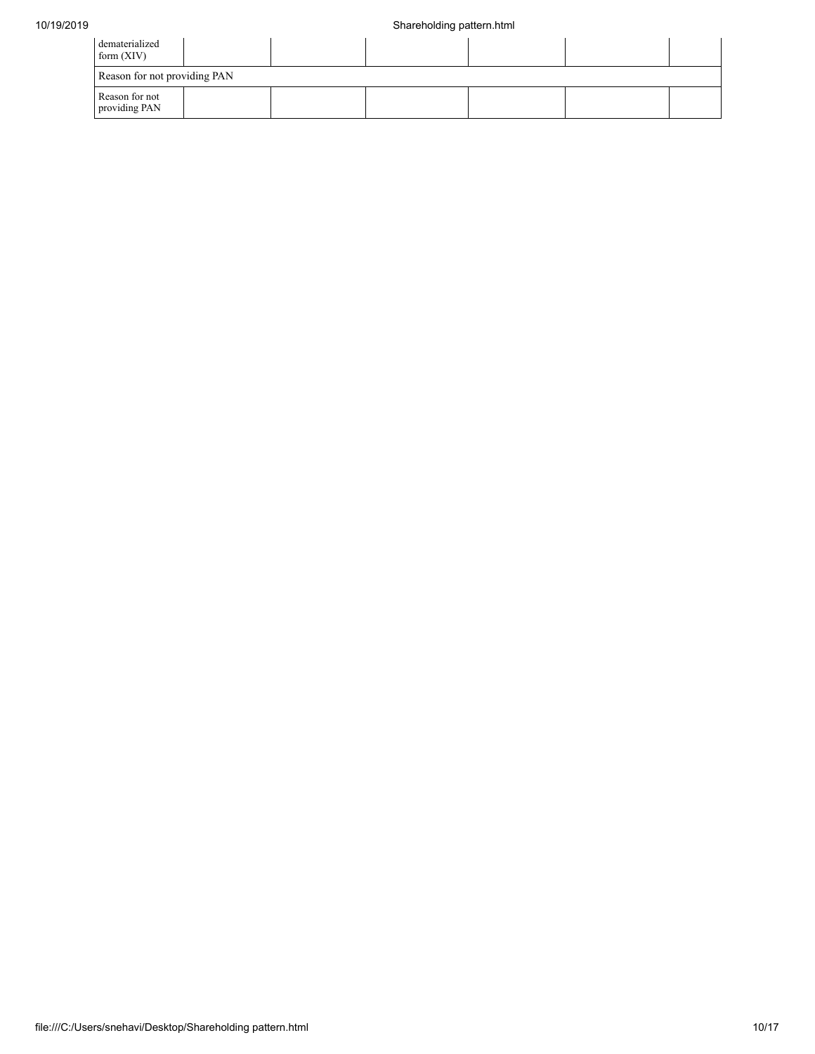| dematerialized form (XIV) | | | | | | |
| --- | --- | --- | --- | --- | --- | --- |
| Reason for not providing PAN | | | | | | |
| Reason for not providing PAN | | | | | | |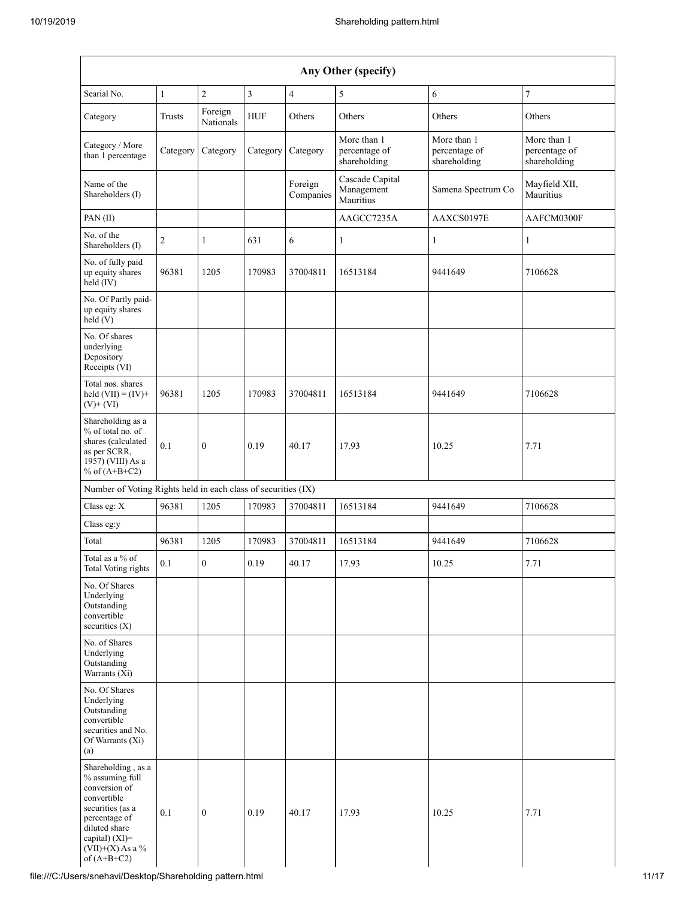| Any Other (specify) | | | | | | | |
|---|---|---|---|---|---|---|---|
| Searial No. | 1 | 2 | 3 | 4 | 5 | 6 | 7 |
| Category | Trusts | Foreign Nationals | HUF | Others | Others | Others | Others |
| Category / More than 1 percentage | Category | Category | Category | Category | More than 1 percentage of shareholding | More than 1 percentage of shareholding | More than 1 percentage of shareholding |
| Name of the Shareholders (I) | | | | Foreign Companies | Cascade Capital Management Mauritius | Samena Spectrum Co | Mayfield XII, Mauritius |
| PAN (II) | | | | | AAGCC7235A | AAXCS0197E | AAFCM0300F |
| No. of the Shareholders (I) | 2 | 1 | 631 | 6 | 1 | 1 | 1 |
| No. of fully paid up equity shares held (IV) | 96381 | 1205 | 170983 | 37004811 | 16513184 | 9441649 | 7106628 |
| No. Of Partly paid-up equity shares held (V) | | | | | | | |
| No. Of shares underlying Depository Receipts (VI) | | | | | | | |
| Total nos. shares held (VII) = (IV)+ (V)+ (VI) | 96381 | 1205 | 170983 | 37004811 | 16513184 | 9441649 | 7106628 |
| Shareholding as a % of total no. of shares (calculated as per SCRR, 1957) (VIII) As a % of (A+B+C2) | 0.1 | 0 | 0.19 | 40.17 | 17.93 | 10.25 | 7.71 |
| Number of Voting Rights held in each class of securities (IX) | | | | | | | |
| Class eg: X | 96381 | 1205 | 170983 | 37004811 | 16513184 | 9441649 | 7106628 |
| Class eg:y | | | | | | | |
| Total | 96381 | 1205 | 170983 | 37004811 | 16513184 | 9441649 | 7106628 |
| Total as a % of Total Voting rights | 0.1 | 0 | 0.19 | 40.17 | 17.93 | 10.25 | 7.71 |
| No. Of Shares Underlying Outstanding convertible securities (X) | | | | | | | |
| No. of Shares Underlying Outstanding Warrants (Xi) | | | | | | | |
| No. Of Shares Underlying Outstanding convertible securities and No. Of Warrants (Xi) (a) | | | | | | | |
| Shareholding , as a % assuming full conversion of convertible securities (as a percentage of diluted share capital) (XI)= (VII)+(X) As a % of (A+B+C2) | 0.1 | 0 | 0.19 | 40.17 | 17.93 | 10.25 | 7.71 |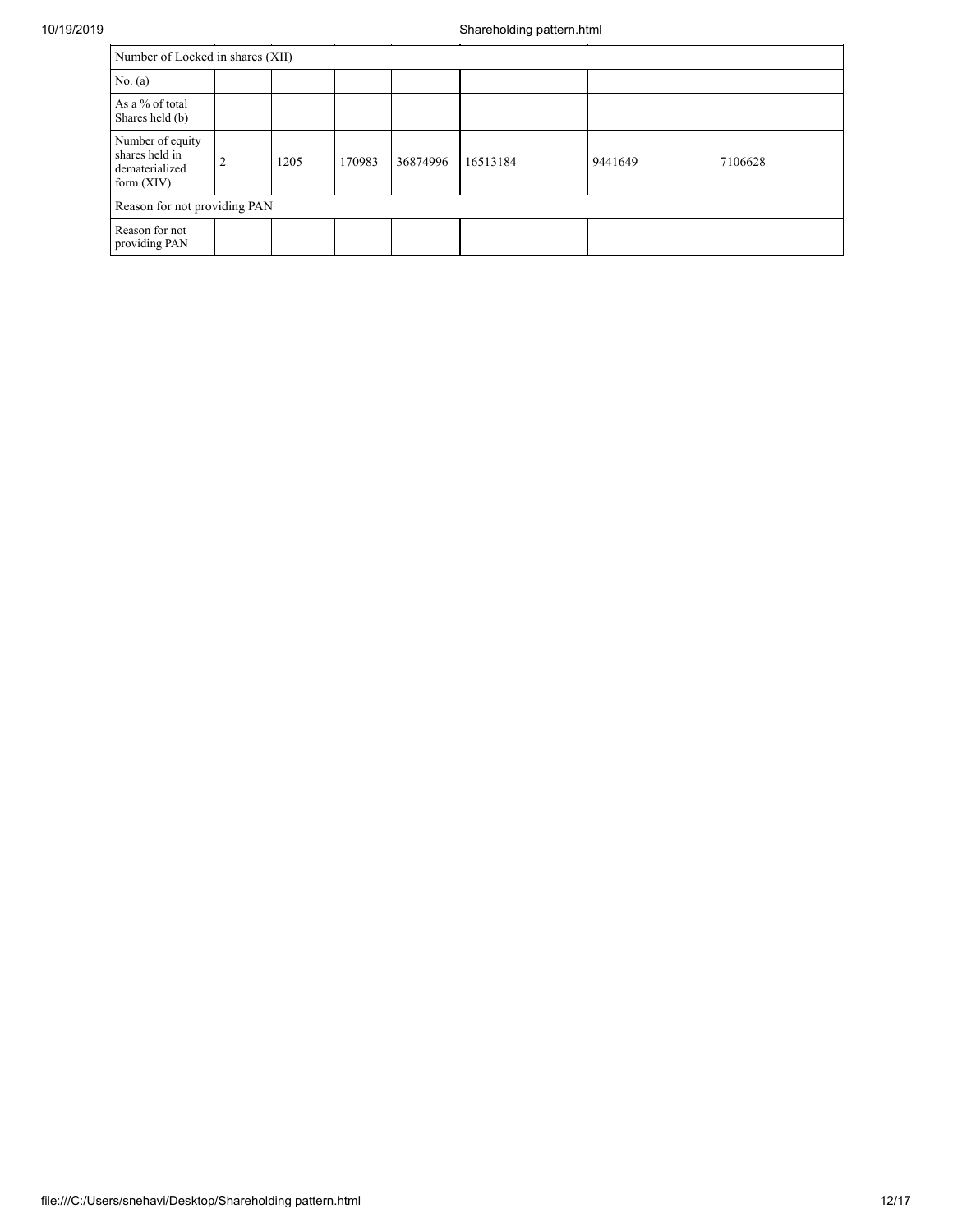| Number of Locked in shares (XII) | | | | | | | |
|---|---|---|---|---|---|---|---|
| No. (a) | | | | | | | |
| As a % of total Shares held (b) | | | | | | | |
| Number of equity shares held in dematerialized form (XIV) | 2 | 1205 | 170983 | 36874996 | 16513184 | 9441649 | 7106628 |
| Reason for not providing PAN | | | | | | | |
| Reason for not providing PAN | | | | | | | |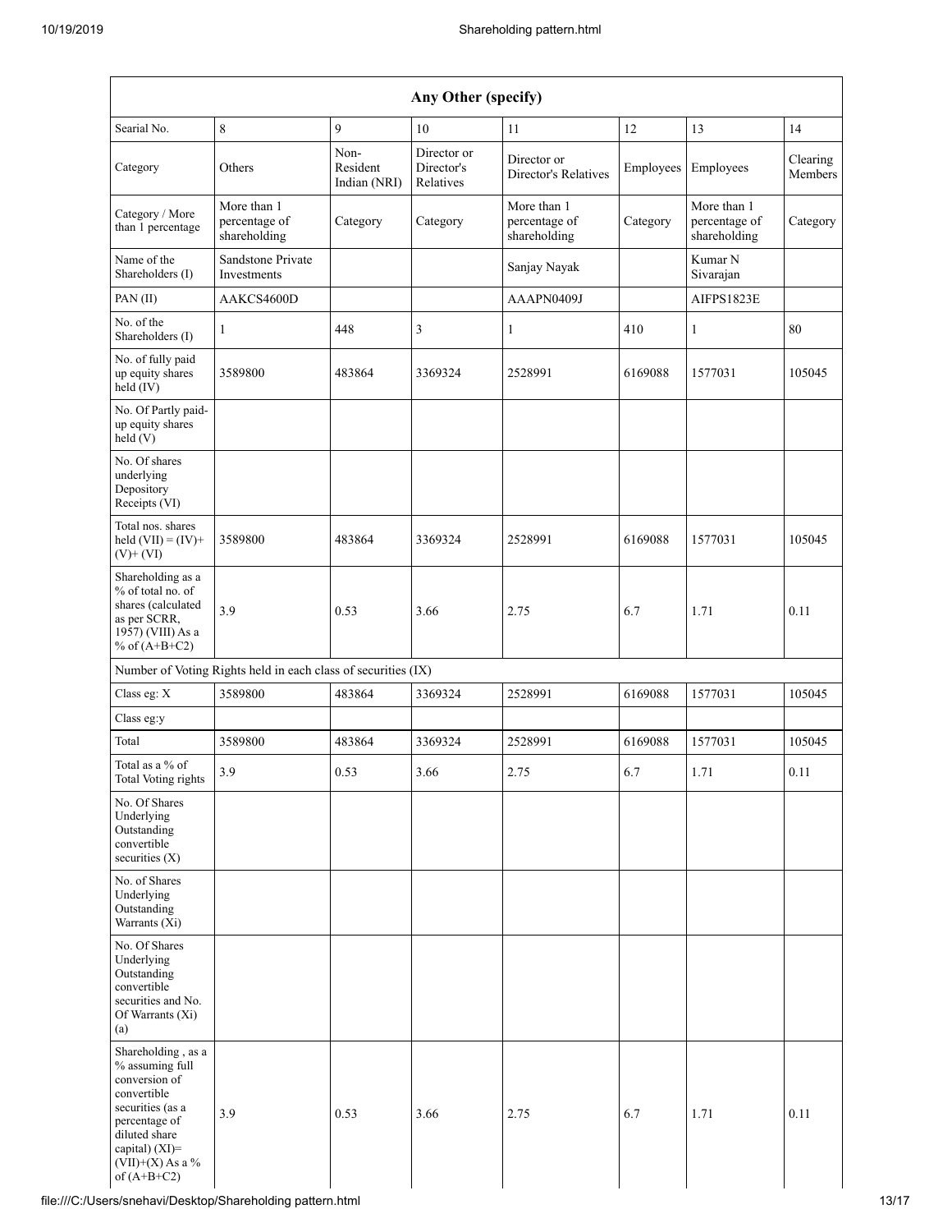| Any Other (specify) | | | | | | | |
|---|---|---|---|---|---|---|---|
| Searial No. | 8 | 9 | 10 | 11 | 12 | 13 | 14 |
| Category | Others | Non-Resident Indian (NRI) | Director or Director's Relatives | Director or Director's Relatives | Employees | Employees | Clearing Members |
| Category / More than 1 percentage | More than 1 percentage of shareholding | Category | Category | More than 1 percentage of shareholding | Category | More than 1 percentage of shareholding | Category |
| Name of the Shareholders (I) | Sandstone Private Investments | | | Sanjay Nayak | | Kumar N Sivarajan | |
| PAN (II) | AAKCS4600D | | | AAAPN0409J | | AIFPS1823E | |
| No. of the Shareholders (I) | 1 | 448 | 3 | 1 | 410 | 1 | 80 |
| No. of fully paid up equity shares held (IV) | 3589800 | 483864 | 3369324 | 2528991 | 6169088 | 1577031 | 105045 |
| No. Of Partly paid-up equity shares held (V) | | | | | | | |
| No. Of shares underlying Depository Receipts (VI) | | | | | | | |
| Total nos. shares held (VII) = (IV)+ (V)+ (VI) | 3589800 | 483864 | 3369324 | 2528991 | 6169088 | 1577031 | 105045 |
| Shareholding as a % of total no. of shares (calculated as per SCRR, 1957) (VIII) As a % of (A+B+C2) | 3.9 | 0.53 | 3.66 | 2.75 | 6.7 | 1.71 | 0.11 |
| Number of Voting Rights held in each class of securities (IX) | | | | | | | |
| Class eg: X | 3589800 | 483864 | 3369324 | 2528991 | 6169088 | 1577031 | 105045 |
| Class eg:y | | | | | | | |
| Total | 3589800 | 483864 | 3369324 | 2528991 | 6169088 | 1577031 | 105045 |
| Total as a % of Total Voting rights | 3.9 | 0.53 | 3.66 | 2.75 | 6.7 | 1.71 | 0.11 |
| No. Of Shares Underlying Outstanding convertible securities (X) | | | | | | | |
| No. of Shares Underlying Outstanding Warrants (Xi) | | | | | | | |
| No. Of Shares Underlying Outstanding convertible securities and No. Of Warrants (Xi) (a) | | | | | | | |
| Shareholding , as a % assuming full conversion of convertible securities (as a percentage of diluted share capital) (XI)= (VII)+(X) As a % of (A+B+C2) | 3.9 | 0.53 | 3.66 | 2.75 | 6.7 | 1.71 | 0.11 |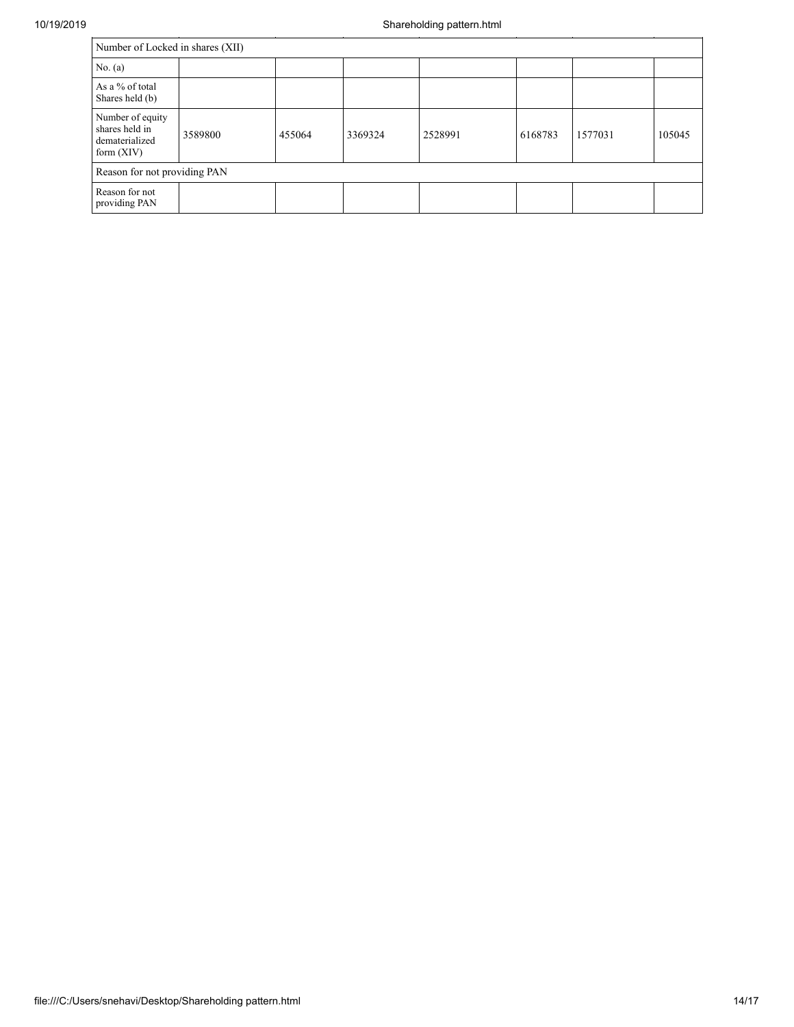| Number of Locked in shares (XII) | | | | | | | |
|---|---|---|---|---|---|---|---|
| No. (a) | | | | | | | |
| As a % of total Shares held (b) | | | | | | | |
| Number of equity shares held in dematerialized form (XIV) | 3589800 | 455064 | 3369324 | 2528991 | 6168783 | 1577031 | 105045 |
| Reason for not providing PAN | | | | | | | |
| Reason for not providing PAN | | | | | | | |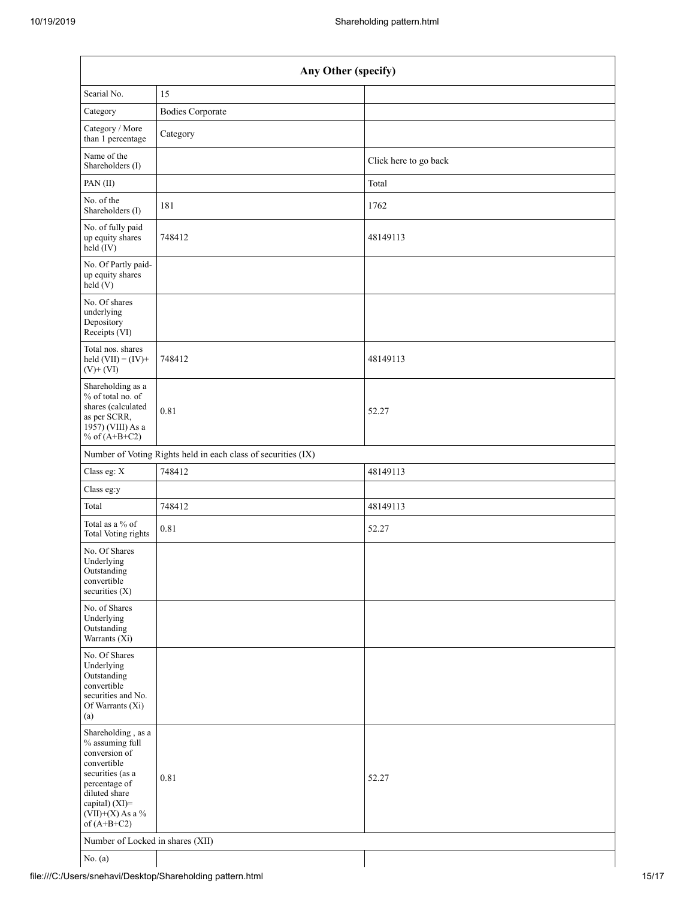| Any Other (specify) | | |
|---|---|---|
| Searial No. | 15 | |
| Category | Bodies Corporate | |
| Category / More than 1 percentage | Category | |
| Name of the Shareholders (I) | | Click here to go back |
| PAN (II) | | Total |
| No. of the Shareholders (I) | 181 | 1762 |
| No. of fully paid up equity shares held (IV) | 748412 | 48149113 |
| No. Of Partly paid-up equity shares held (V) | | |
| No. Of shares underlying Depository Receipts (VI) | | |
| Total nos. shares held (VII) = (IV)+ (V)+ (VI) | 748412 | 48149113 |
| Shareholding as a % of total no. of shares (calculated as per SCRR, 1957) (VIII) As a % of (A+B+C2) | 0.81 | 52.27 |
| Number of Voting Rights held in each class of securities (IX) | | |
| Class eg: X | 748412 | 48149113 |
| Class eg:y | | |
| Total | 748412 | 48149113 |
| Total as a % of Total Voting rights | 0.81 | 52.27 |
| No. Of Shares Underlying Outstanding convertible securities (X) | | |
| No. of Shares Underlying Outstanding Warrants (Xi) | | |
| No. Of Shares Underlying Outstanding convertible securities and No. Of Warrants (Xi) (a) | | |
| Shareholding , as a % assuming full conversion of convertible securities (as a percentage of diluted share capital) (XI)= (VII)+(X) As a % of (A+B+C2) | 0.81 | 52.27 |
| Number of Locked in shares (XII) | | |
| No. (a) | | |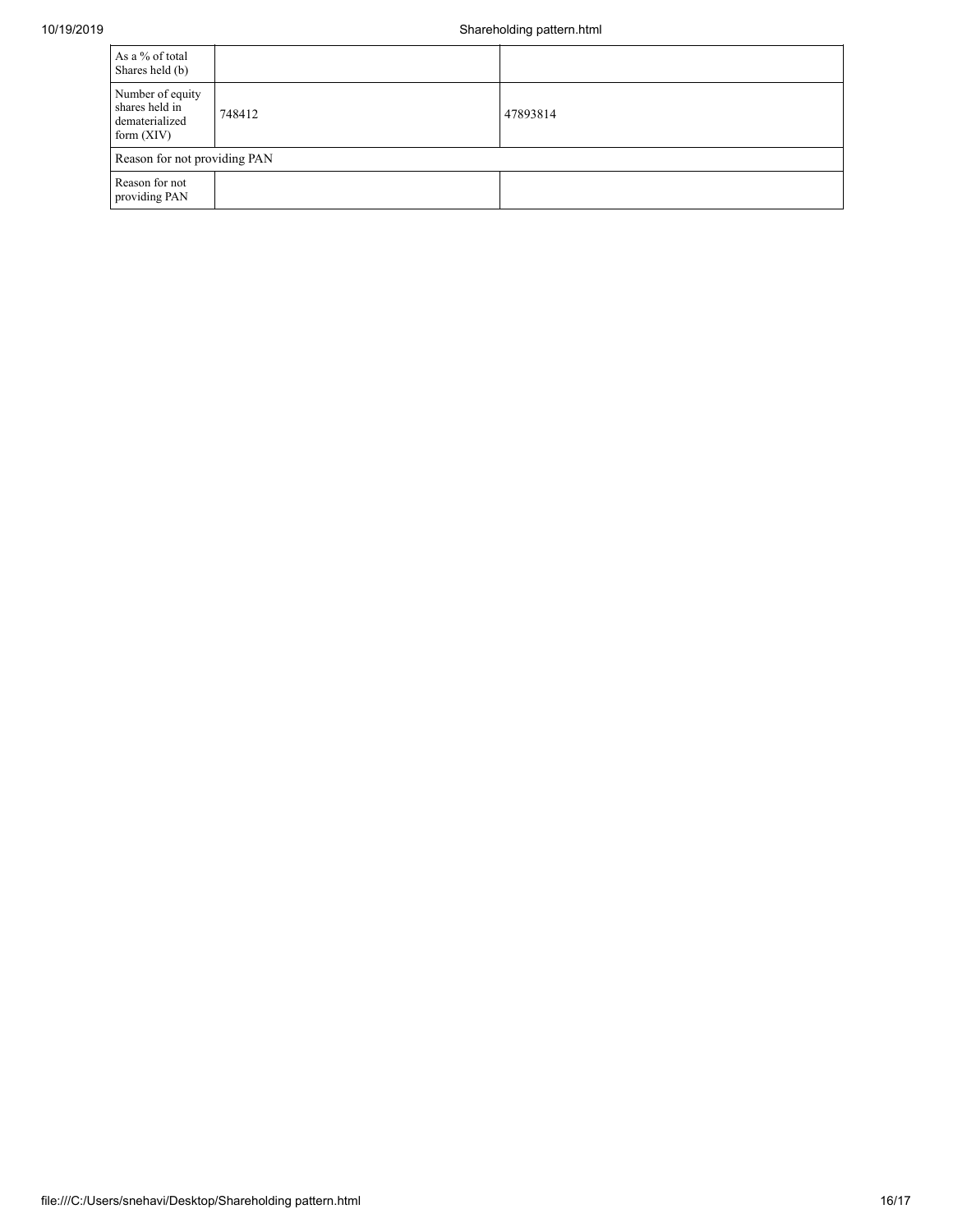| | | |
|---|---|---|
| As a % of total Shares held (b) | | |
| Number of equity shares held in dematerialized form (XIV) | 748412 | 47893814 |
| Reason for not providing PAN | | |
| Reason for not providing PAN | | |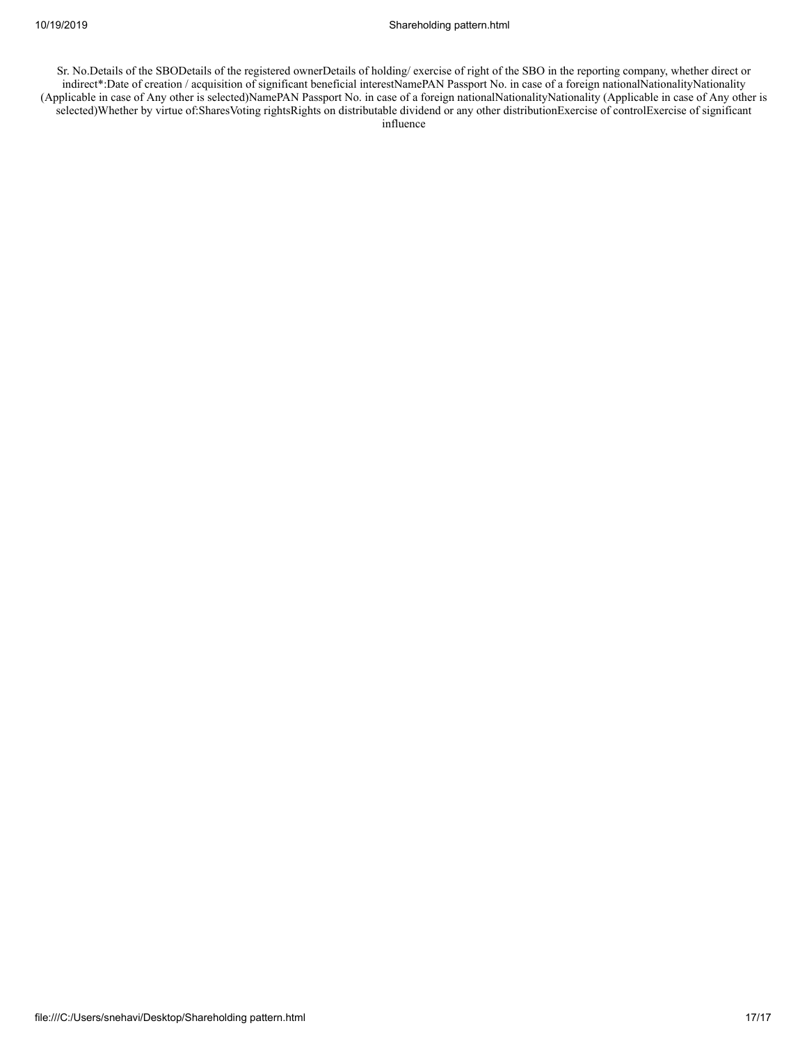Sr. No.Details of the SBODetails of the registered ownerDetails of holding/ exercise of right of the SBO in the reporting company, whether direct or indirect*:Date of creation / acquisition of significant beneficial interestNamePAN Passport No. in case of a foreign nationalNationalityNationality (Applicable in case of Any other is selected)NamePAN Passport No. in case of a foreign nationalNationalityNationality (Applicable in case of Any other is selected)Whether by virtue of:SharesVoting rightsRights on distributable dividend or any other distributionExercise of controlExercise of significant influence